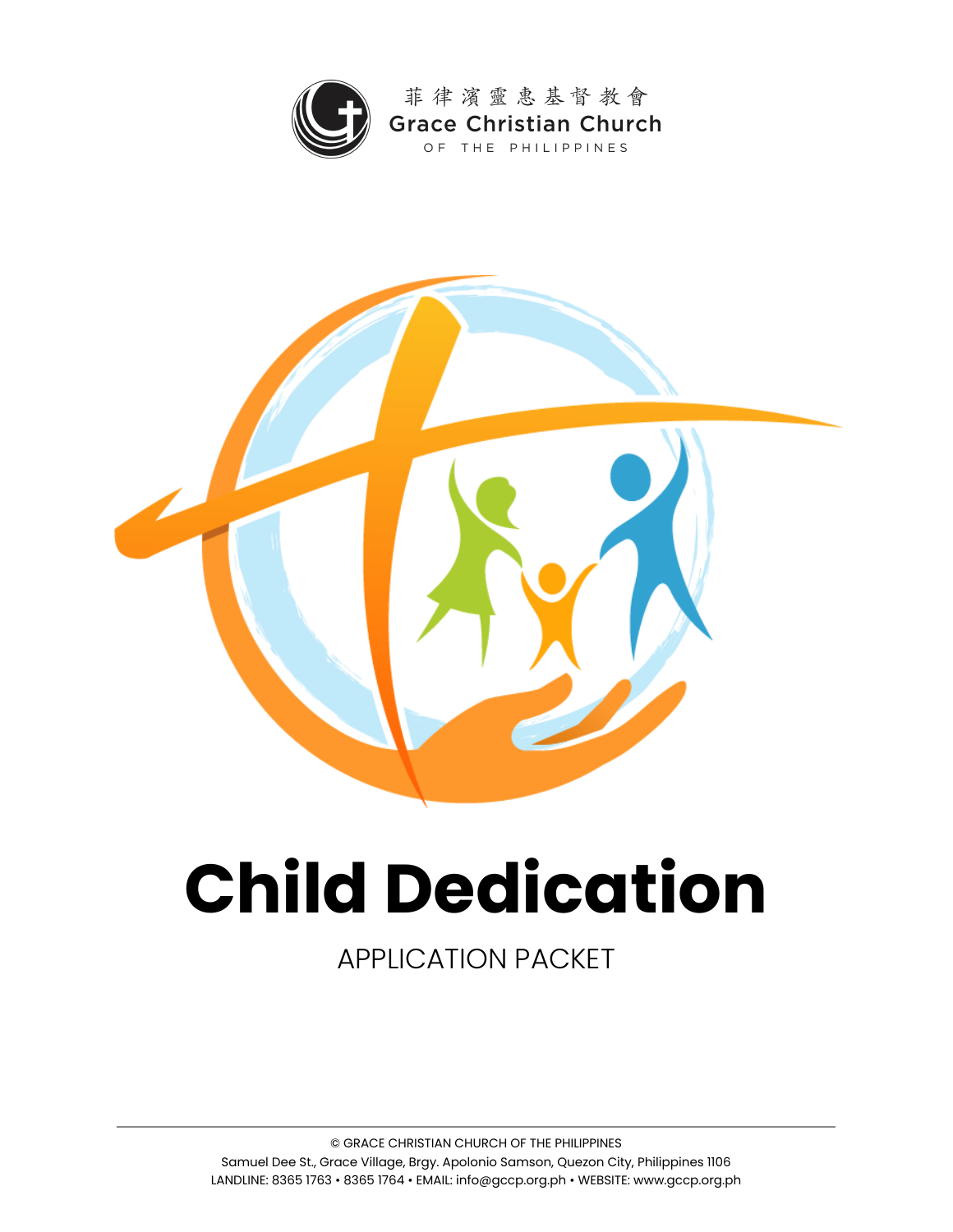菲律濱靈惠基督教會
Grace Christian Church
OF THE PHILIPPINES

# Child Dedication

APPLICATION PACKET

© GRACE CHRISTIAN CHURCH OF THE PHILIPPINES
Samuel Dee St., Grace Village, Brgy. Apolonio Samson, Quezon City, Philippines 1106
LANDLINE: 8365 1763 • 8365 1764 • EMAIL: info@gccp.org.ph • WEBSITE: www.gccp.org.ph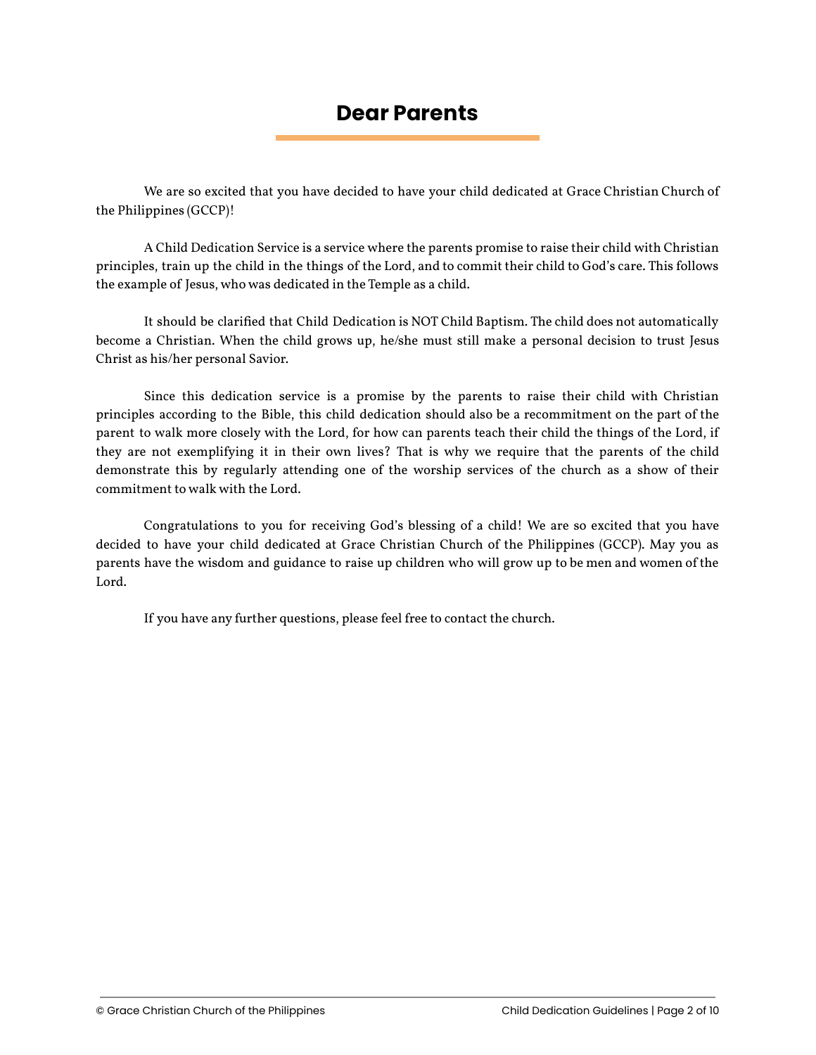# Dear Parents

We are so excited that you have decided to have your child dedicated at Grace Christian Church of the Philippines (GCCP)!

A Child Dedication Service is a service where the parents promise to raise their child with Christian principles, train up the child in the things of the Lord, and to commit their child to God's care. This follows the example of Jesus, who was dedicated in the Temple as a child.

It should be clarified that Child Dedication is NOT Child Baptism. The child does not automatically become a Christian. When the child grows up, he/she must still make a personal decision to trust Jesus Christ as his/her personal Savior.

Since this dedication service is a promise by the parents to raise their child with Christian principles according to the Bible, this child dedication should also be a recommitment on the part of the parent to walk more closely with the Lord, for how can parents teach their child the things of the Lord, if they are not exemplifying it in their own lives? That is why we require that the parents of the child demonstrate this by regularly attending one of the worship services of the church as a show of their commitment to walk with the Lord.

Congratulations to you for receiving God's blessing of a child! We are so excited that you have decided to have your child dedicated at Grace Christian Church of the Philippines (GCCP). May you as parents have the wisdom and guidance to raise up children who will grow up to be men and women of the Lord.

If you have any further questions, please feel free to contact the church.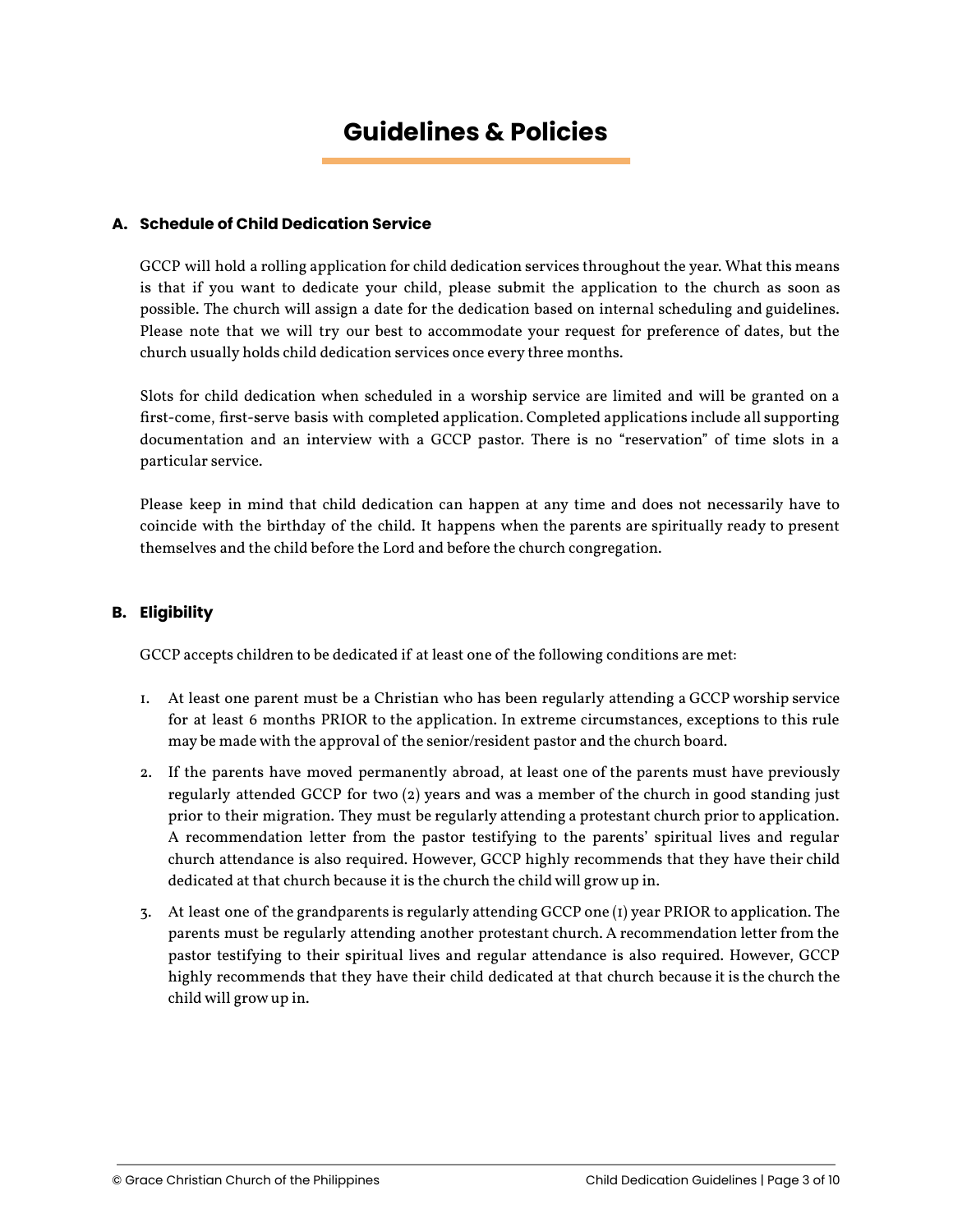# Guidelines & Policies

## A. Schedule of Child Dedication Service

GCCP will hold a rolling application for child dedication services throughout the year. What this means is that if you want to dedicate your child, please submit the application to the church as soon as possible. The church will assign a date for the dedication based on internal scheduling and guidelines. Please note that we will try our best to accommodate your request for preference of dates, but the church usually holds child dedication services once every three months.

Slots for child dedication when scheduled in a worship service are limited and will be granted on a first-come, first-serve basis with completed application. Completed applications include all supporting documentation and an interview with a GCCP pastor. There is no "reservation" of time slots in a particular service.

Please keep in mind that child dedication can happen at any time and does not necessarily have to coincide with the birthday of the child. It happens when the parents are spiritually ready to present themselves and the child before the Lord and before the church congregation.

## B. Eligibility

GCCP accepts children to be dedicated if at least one of the following conditions are met:

1. At least one parent must be a Christian who has been regularly attending a GCCP worship service for at least 6 months PRIOR to the application. In extreme circumstances, exceptions to this rule may be made with the approval of the senior/resident pastor and the church board.
2. If the parents have moved permanently abroad, at least one of the parents must have previously regularly attended GCCP for two (2) years and was a member of the church in good standing just prior to their migration. They must be regularly attending a protestant church prior to application. A recommendation letter from the pastor testifying to the parents' spiritual lives and regular church attendance is also required. However, GCCP highly recommends that they have their child dedicated at that church because it is the church the child will grow up in.
3. At least one of the grandparents is regularly attending GCCP one (1) year PRIOR to application. The parents must be regularly attending another protestant church. A recommendation letter from the pastor testifying to their spiritual lives and regular attendance is also required. However, GCCP highly recommends that they have their child dedicated at that church because it is the church the child will grow up in.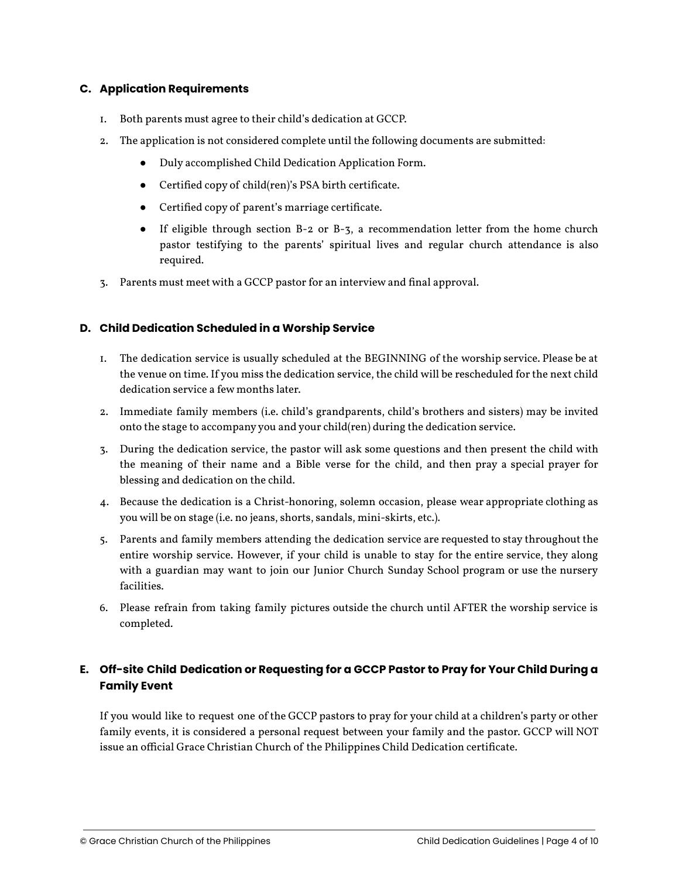### C. Application Requirements

1. Both parents must agree to their child's dedication at GCCP.
2. The application is not considered complete until the following documents are submitted:
   - Duly accomplished Child Dedication Application Form.
   - Certified copy of child(ren)'s PSA birth certificate.
   - Certified copy of parent's marriage certificate.
   - If eligible through section B-2 or B-3, a recommendation letter from the home church pastor testifying to the parents' spiritual lives and regular church attendance is also required.
3. Parents must meet with a GCCP pastor for an interview and final approval.

### D. Child Dedication Scheduled in a Worship Service

1. The dedication service is usually scheduled at the BEGINNING of the worship service. Please be at the venue on time. If you miss the dedication service, the child will be rescheduled for the next child dedication service a few months later.
2. Immediate family members (i.e. child's grandparents, child's brothers and sisters) may be invited onto the stage to accompany you and your child(ren) during the dedication service.
3. During the dedication service, the pastor will ask some questions and then present the child with the meaning of their name and a Bible verse for the child, and then pray a special prayer for blessing and dedication on the child.
4. Because the dedication is a Christ-honoring, solemn occasion, please wear appropriate clothing as you will be on stage (i.e. no jeans, shorts, sandals, mini-skirts, etc.).
5. Parents and family members attending the dedication service are requested to stay throughout the entire worship service. However, if your child is unable to stay for the entire service, they along with a guardian may want to join our Junior Church Sunday School program or use the nursery facilities.
6. Please refrain from taking family pictures outside the church until AFTER the worship service is completed.

### E. Off-site Child Dedication or Requesting for a GCCP Pastor to Pray for Your Child During a Family Event

If you would like to request one of the GCCP pastors to pray for your child at a children's party or other family events, it is considered a personal request between your family and the pastor. GCCP will NOT issue an official Grace Christian Church of the Philippines Child Dedication certificate.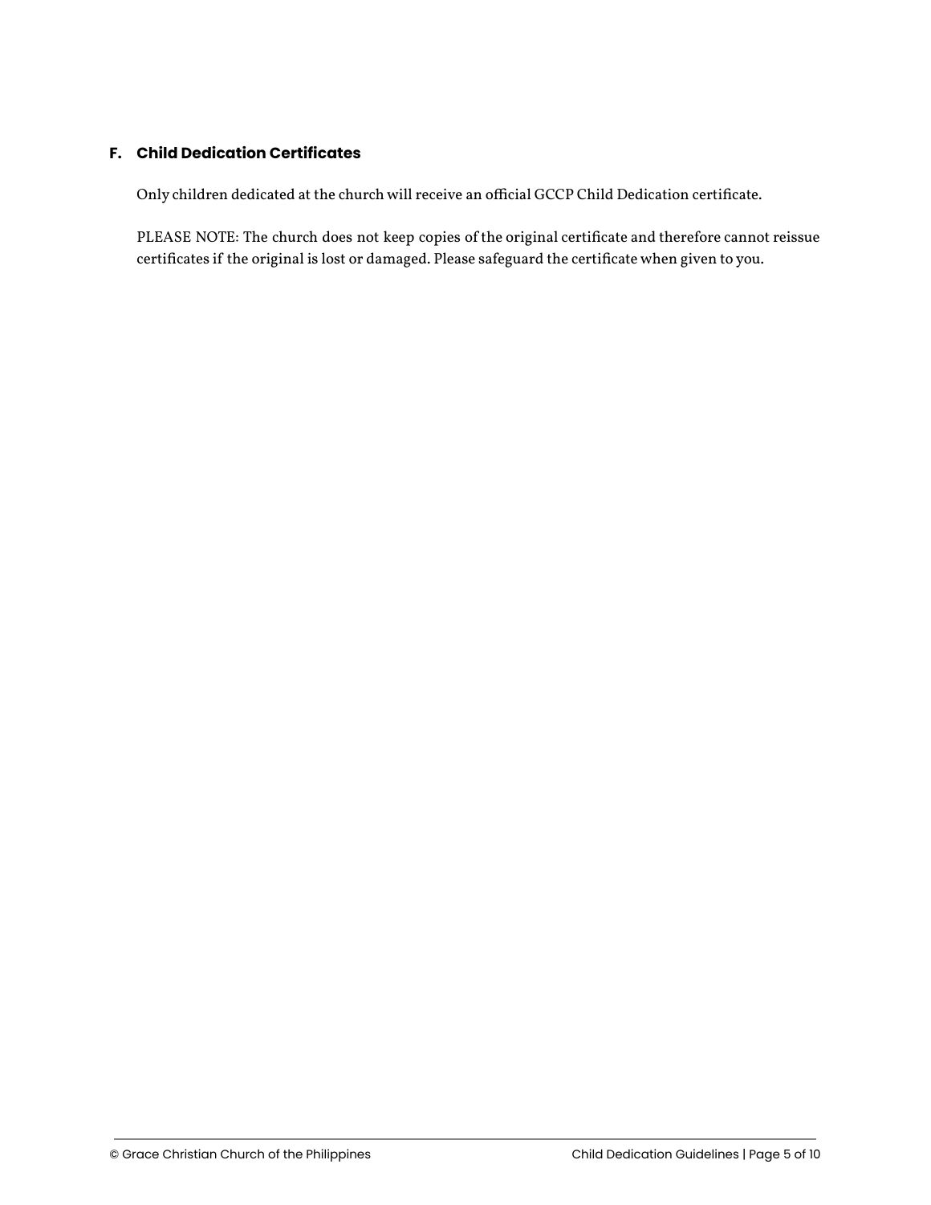### F. Child Dedication Certificates

Only children dedicated at the church will receive an official GCCP Child Dedication certificate.

PLEASE NOTE: The church does not keep copies of the original certificate and therefore cannot reissue certificates if the original is lost or damaged. Please safeguard the certificate when given to you.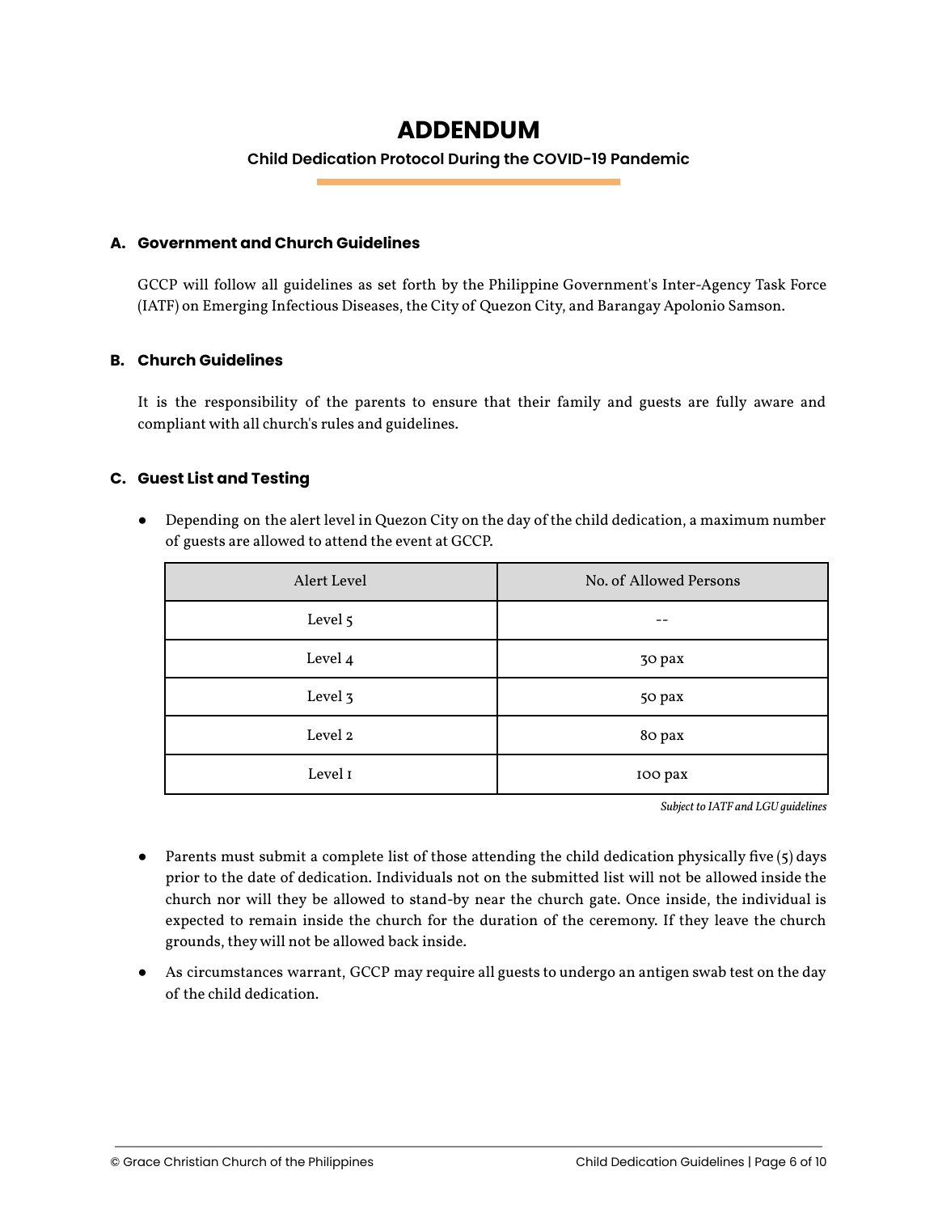# ADDENDUM

**Child Dedication Protocol During the COVID-19 Pandemic**

### A. Government and Church Guidelines

GCCP will follow all guidelines as set forth by the Philippine Government's Inter-Agency Task Force (IATF) on Emerging Infectious Diseases, the City of Quezon City, and Barangay Apolonio Samson.

### B. Church Guidelines

It is the responsibility of the parents to ensure that their family and guests are fully aware and compliant with all church's rules and guidelines.

### C. Guest List and Testing

- Depending on the alert level in Quezon City on the day of the child dedication, a maximum number of guests are allowed to attend the event at GCCP.

| Alert Level | No. of Allowed Persons |
|---|---|
| Level 5 | -- |
| Level 4 | 30 pax |
| Level 3 | 50 pax |
| Level 2 | 80 pax |
| Level 1 | 100 pax |

*Subject to IATF and LGU guidelines*

- Parents must submit a complete list of those attending the child dedication physically five (5) days prior to the date of dedication. Individuals not on the submitted list will not be allowed inside the church nor will they be allowed to stand-by near the church gate. Once inside, the individual is expected to remain inside the church for the duration of the ceremony. If they leave the church grounds, they will not be allowed back inside.
- As circumstances warrant, GCCP may require all guests to undergo an antigen swab test on the day of the child dedication.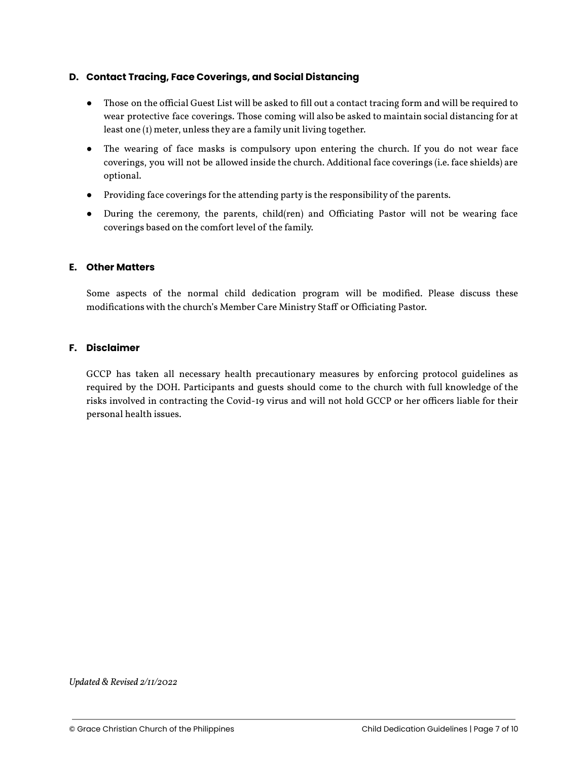### D. Contact Tracing, Face Coverings, and Social Distancing

- Those on the official Guest List will be asked to fill out a contact tracing form and will be required to wear protective face coverings. Those coming will also be asked to maintain social distancing for at least one (1) meter, unless they are a family unit living together.
- The wearing of face masks is compulsory upon entering the church. If you do not wear face coverings, you will not be allowed inside the church. Additional face coverings (i.e. face shields) are optional.
- Providing face coverings for the attending party is the responsibility of the parents.
- During the ceremony, the parents, child(ren) and Officiating Pastor will not be wearing face coverings based on the comfort level of the family.

### E. Other Matters

Some aspects of the normal child dedication program will be modified. Please discuss these modifications with the church's Member Care Ministry Staff or Officiating Pastor.

### F. Disclaimer

GCCP has taken all necessary health precautionary measures by enforcing protocol guidelines as required by the DOH. Participants and guests should come to the church with full knowledge of the risks involved in contracting the Covid-19 virus and will not hold GCCP or her officers liable for their personal health issues.

*Updated & Revised 2/11/2022*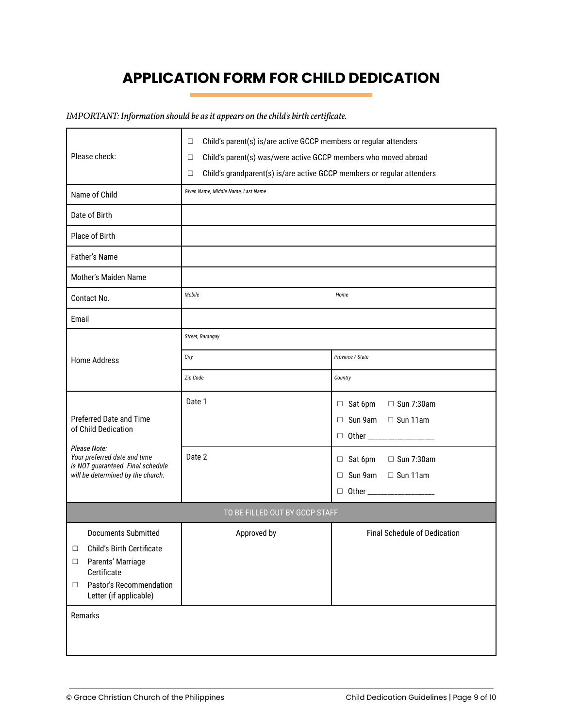# APPLICATION FORM FOR CHILD DEDICATION

*IMPORTANT: Information should be as it appears on the child's birth certificate.*

| | | |
|---|---|---|
| Please check: | ☐ Child's parent(s) is/are active GCCP members or regular attenders<br>☐ Child's parent(s) was/were active GCCP members who moved abroad<br>☐ Child's grandparent(s) is/are active GCCP members or regular attenders | |
| Name of Child | *Given Name, Middle Name, Last Name* | |
| Date of Birth | | |
| Place of Birth | | |
| Father's Name | | |
| Mother's Maiden Name | | |
| Contact No. | *Mobile* | *Home* |
| Email | | |
| Home Address | *Street, Barangay* | |
| | *City* | *Province / State* |
| | *Zip Code* | *Country* |
| Preferred Date and Time of Child Dedication<br><br>*Please Note: Your preferred date and time is NOT guaranteed. Final schedule will be determined by the church.* | Date 1 | ☐ Sat 6pm ☐ Sun 7:30am<br>☐ Sun 9am ☐ Sun 11am<br>☐ Other ___________________ |
| | Date 2 | ☐ Sat 6pm ☐ Sun 7:30am<br>☐ Sun 9am ☐ Sun 11am<br>☐ Other ___________________ |
| TO BE FILLED OUT BY GCCP STAFF | | |
| Documents Submitted<br>☐ Child's Birth Certificate<br>☐ Parents' Marriage Certificate<br>☐ Pastor's Recommendation Letter (if applicable) | Approved by | Final Schedule of Dedication |
| Remarks | | |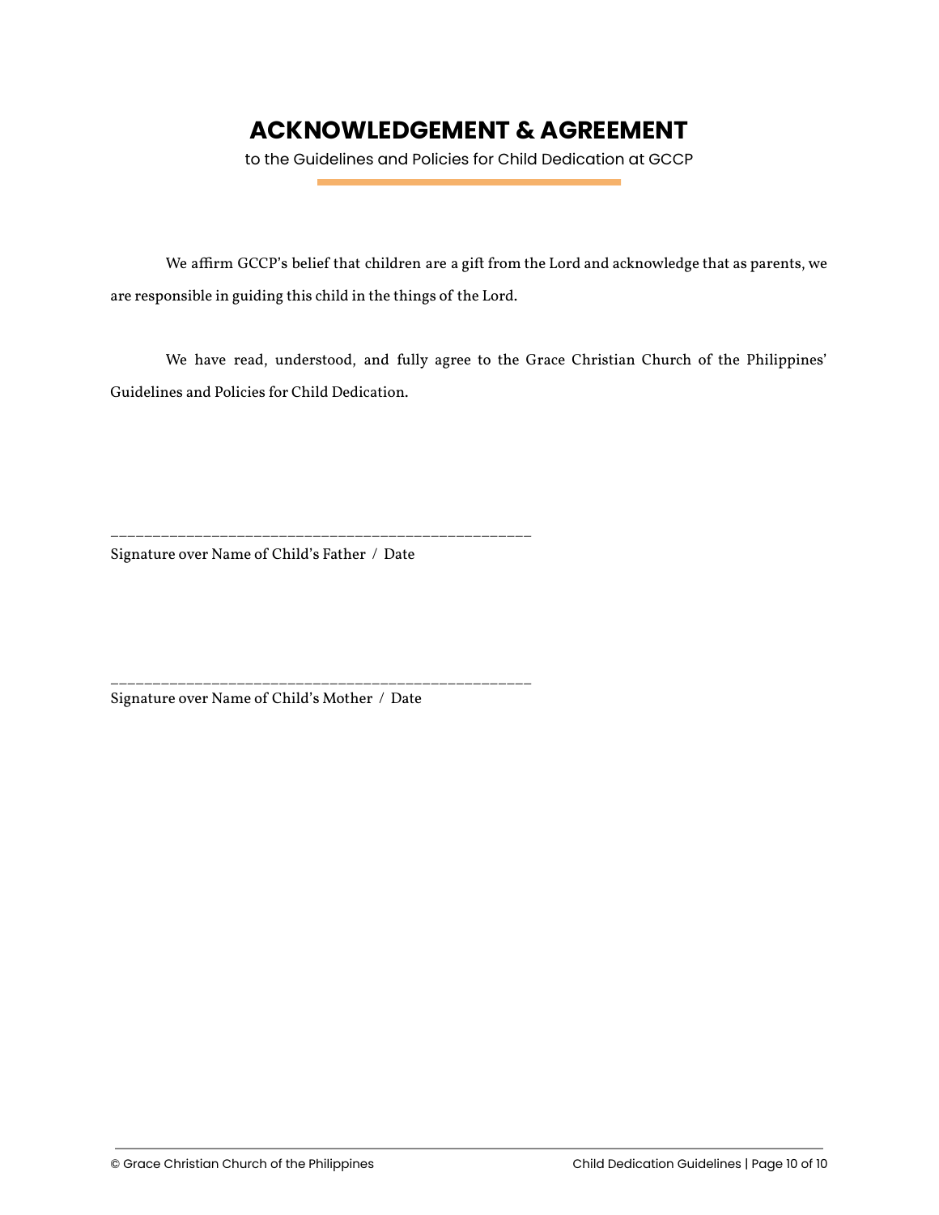# ACKNOWLEDGEMENT & AGREEMENT

to the Guidelines and Policies for Child Dedication at GCCP

We affirm GCCP's belief that children are a gift from the Lord and acknowledge that as parents, we are responsible in guiding this child in the things of the Lord.

We have read, understood, and fully agree to the Grace Christian Church of the Philippines' Guidelines and Policies for Child Dedication.

_______________________________________________

Signature over Name of Child's Father / Date

_______________________________________________

Signature over Name of Child's Mother / Date